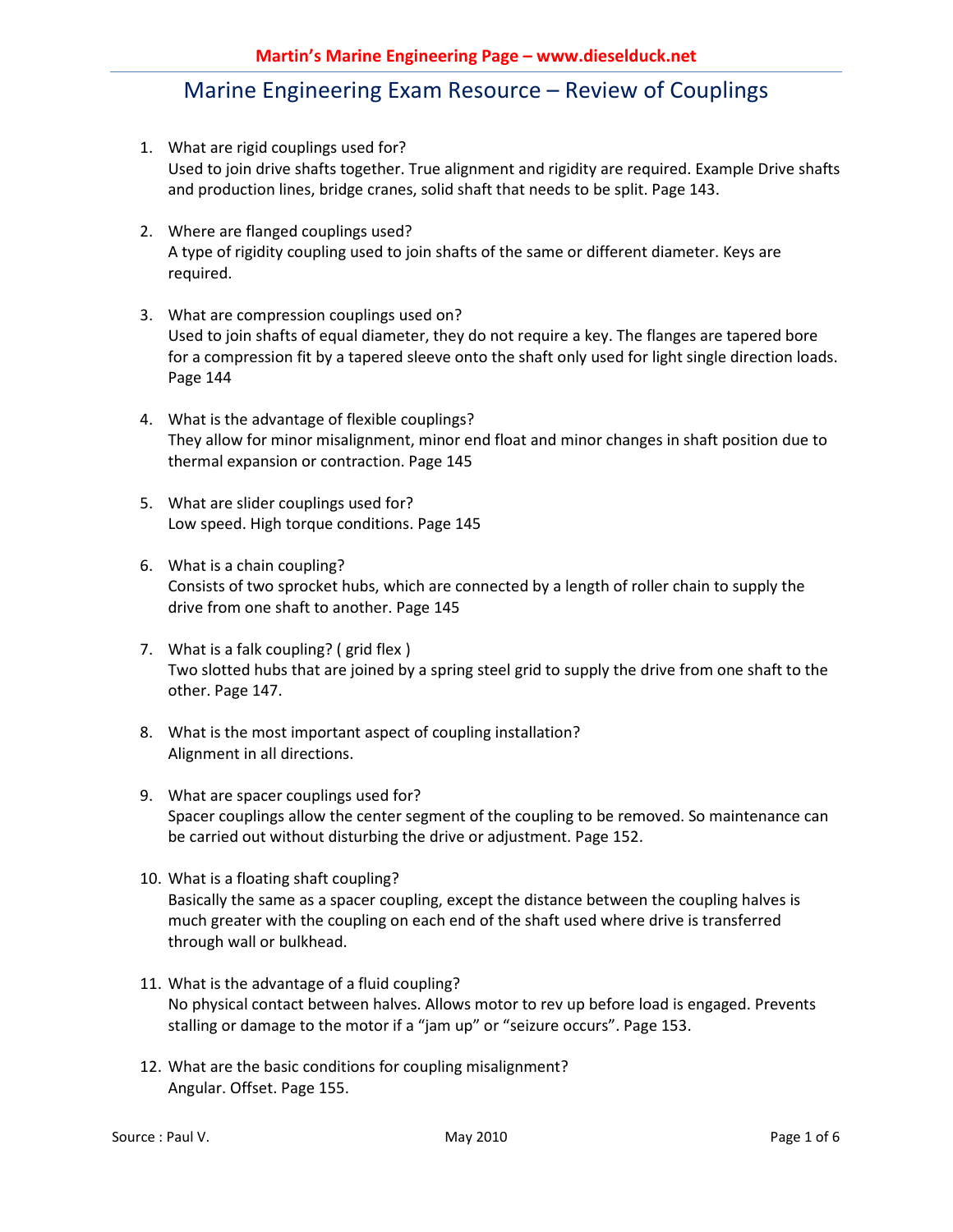# Marine Engineering Exam Resource – Review of Couplings

1. What are rigid couplings used for?
   Used to join drive shafts together. True alignment and rigidity are required. Example Drive shafts and production lines, bridge cranes, solid shaft that needs to be split. Page 143.

2. Where are flanged couplings used?
   A type of rigidity coupling used to join shafts of the same or different diameter. Keys are required.

3. What are compression couplings used on?
   Used to join shafts of equal diameter, they do not require a key. The flanges are tapered bore for a compression fit by a tapered sleeve onto the shaft only used for light single direction loads. Page 144

4. What is the advantage of flexible couplings?
   They allow for minor misalignment, minor end float and minor changes in shaft position due to thermal expansion or contraction. Page 145

5. What are slider couplings used for?
   Low speed. High torque conditions. Page 145

6. What is a chain coupling?
   Consists of two sprocket hubs, which are connected by a length of roller chain to supply the drive from one shaft to another. Page 145

7. What is a falk coupling? ( grid flex )
   Two slotted hubs that are joined by a spring steel grid to supply the drive from one shaft to the other. Page 147.

8. What is the most important aspect of coupling installation?
   Alignment in all directions.

9. What are spacer couplings used for?
   Spacer couplings allow the center segment of the coupling to be removed. So maintenance can be carried out without disturbing the drive or adjustment. Page 152.

10. What is a floating shaft coupling?
    Basically the same as a spacer coupling, except the distance between the coupling halves is much greater with the coupling on each end of the shaft used where drive is transferred through wall or bulkhead.

11. What is the advantage of a fluid coupling?
    No physical contact between halves. Allows motor to rev up before load is engaged. Prevents stalling or damage to the motor if a "jam up" or "seizure occurs". Page 153.

12. What are the basic conditions for coupling misalignment?
    Angular. Offset. Page 155.

Source : Paul V. May 2010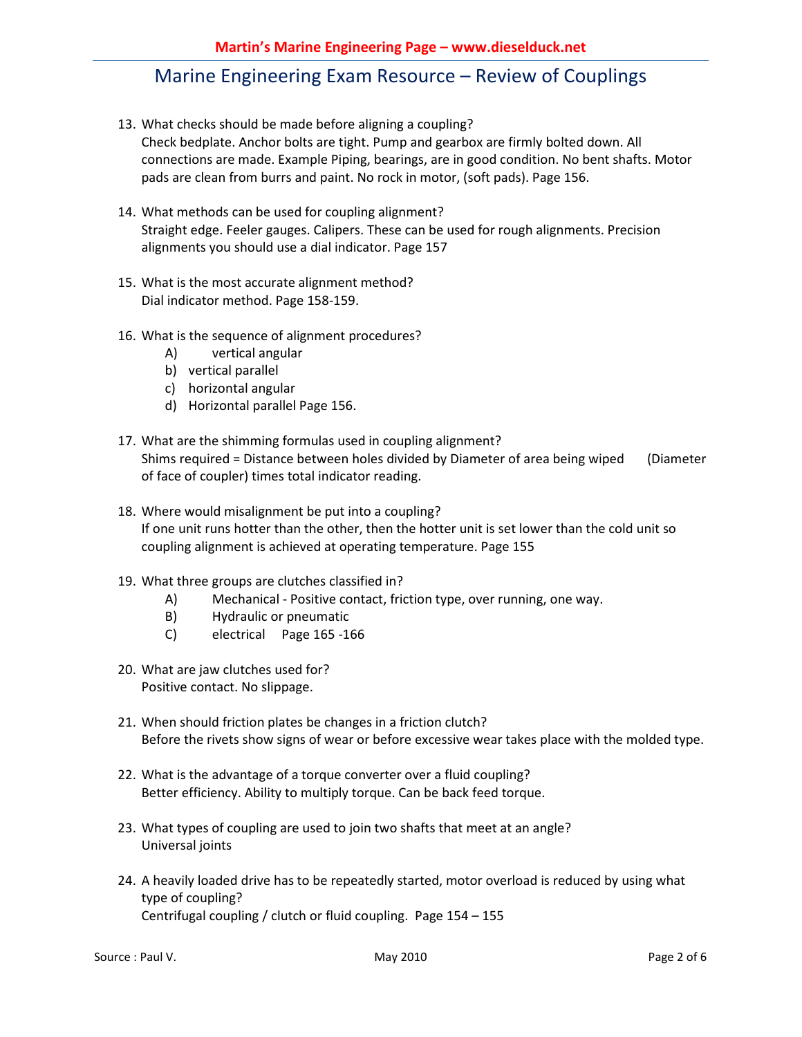# Marine Engineering Exam Resource – Review of Couplings

13. What checks should be made before aligning a coupling?
    Check bedplate. Anchor bolts are tight. Pump and gearbox are firmly bolted down. All connections are made. Example Piping, bearings, are in good condition. No bent shafts. Motor pads are clean from burrs and paint. No rock in motor, (soft pads). Page 156.

14. What methods can be used for coupling alignment?
    Straight edge. Feeler gauges. Calipers. These can be used for rough alignments. Precision alignments you should use a dial indicator. Page 157

15. What is the most accurate alignment method?
    Dial indicator method. Page 158-159.

16. What is the sequence of alignment procedures?
    A) vertical angular
    b) vertical parallel
    c) horizontal angular
    d) Horizontal parallel Page 156.

17. What are the shimming formulas used in coupling alignment?
    Shims required = Distance between holes divided by Diameter of area being wiped (Diameter of face of coupler) times total indicator reading.

18. Where would misalignment be put into a coupling?
    If one unit runs hotter than the other, then the hotter unit is set lower than the cold unit so coupling alignment is achieved at operating temperature. Page 155

19. What three groups are clutches classified in?
    A) Mechanical - Positive contact, friction type, over running, one way.
    B) Hydraulic or pneumatic
    C) electrical Page 165 -166

20. What are jaw clutches used for?
    Positive contact. No slippage.

21. When should friction plates be changes in a friction clutch?
    Before the rivets show signs of wear or before excessive wear takes place with the molded type.

22. What is the advantage of a torque converter over a fluid coupling?
    Better efficiency. Ability to multiply torque. Can be back feed torque.

23. What types of coupling are used to join two shafts that meet at an angle?
    Universal joints

24. A heavily loaded drive has to be repeatedly started, motor overload is reduced by using what type of coupling?
    Centrifugal coupling / clutch or fluid coupling. Page 154 – 155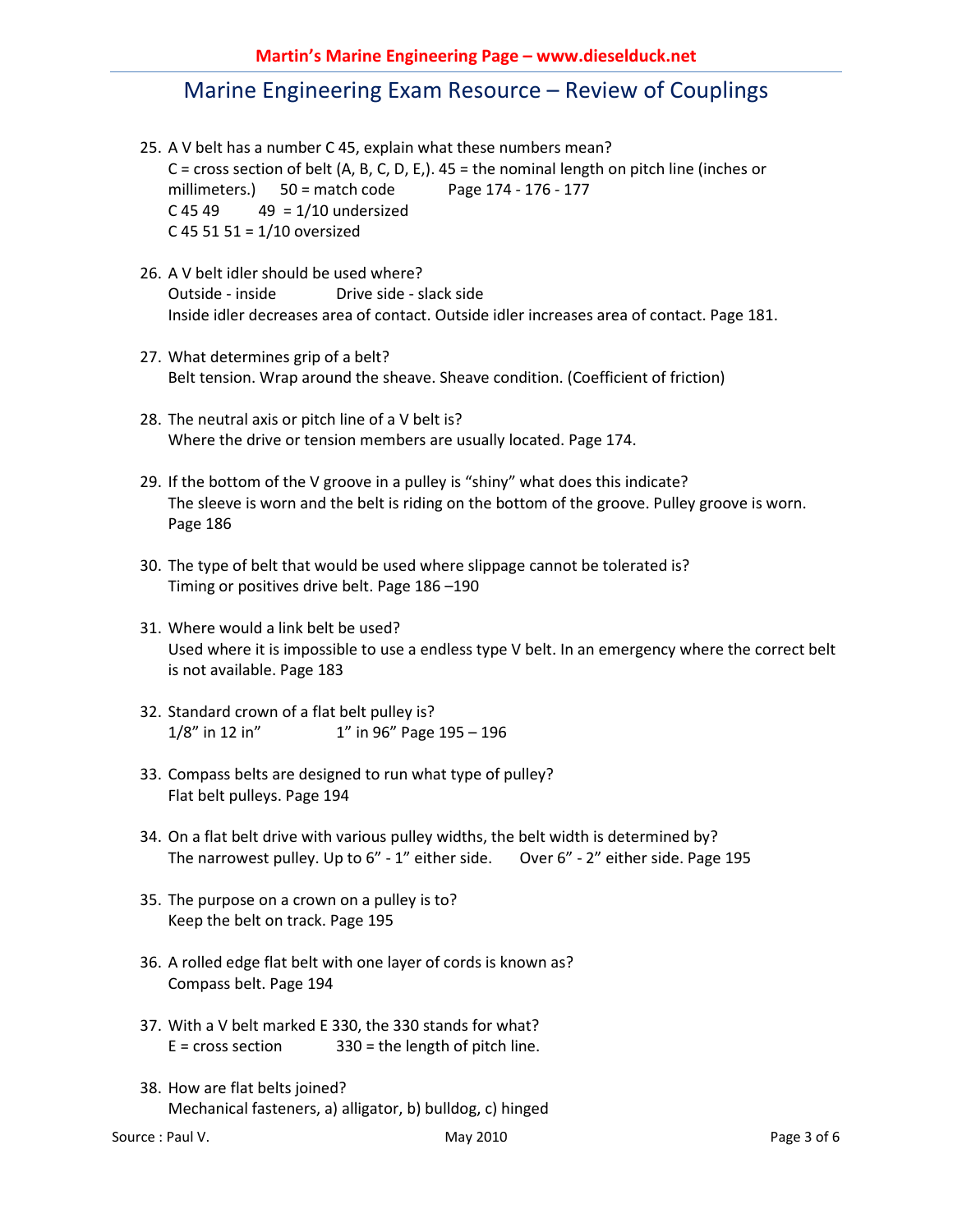# Marine Engineering Exam Resource – Review of Couplings

25. A V belt has a number C 45, explain what these numbers mean?
    C = cross section of belt (A, B, C, D, E,). 45 = the nominal length on pitch line (inches or millimeters.)   50 = match code   Page 174 - 176 - 177
    C 45 49   49 = 1/10 undersized
    C 45 51 51 = 1/10 oversized

26. A V belt idler should be used where?
    Outside - inside   Drive side - slack side
    Inside idler decreases area of contact. Outside idler increases area of contact. Page 181.

27. What determines grip of a belt?
    Belt tension. Wrap around the sheave. Sheave condition. (Coefficient of friction)

28. The neutral axis or pitch line of a V belt is?
    Where the drive or tension members are usually located. Page 174.

29. If the bottom of the V groove in a pulley is "shiny" what does this indicate?
    The sleeve is worn and the belt is riding on the bottom of the groove. Pulley groove is worn. Page 186

30. The type of belt that would be used where slippage cannot be tolerated is?
    Timing or positives drive belt. Page 186 –190

31. Where would a link belt be used?
    Used where it is impossible to use a endless type V belt. In an emergency where the correct belt is not available. Page 183

32. Standard crown of a flat belt pulley is?
    1/8" in 12 in"   1" in 96" Page 195 – 196

33. Compass belts are designed to run what type of pulley?
    Flat belt pulleys. Page 194

34. On a flat belt drive with various pulley widths, the belt width is determined by?
    The narrowest pulley. Up to 6" - 1" either side.   Over 6" - 2" either side. Page 195

35. The purpose on a crown on a pulley is to?
    Keep the belt on track. Page 195

36. A rolled edge flat belt with one layer of cords is known as?
    Compass belt. Page 194

37. With a V belt marked E 330, the 330 stands for what?
    E = cross section   330 = the length of pitch line.

38. How are flat belts joined?
    Mechanical fasteners, a) alligator, b) bulldog, c) hinged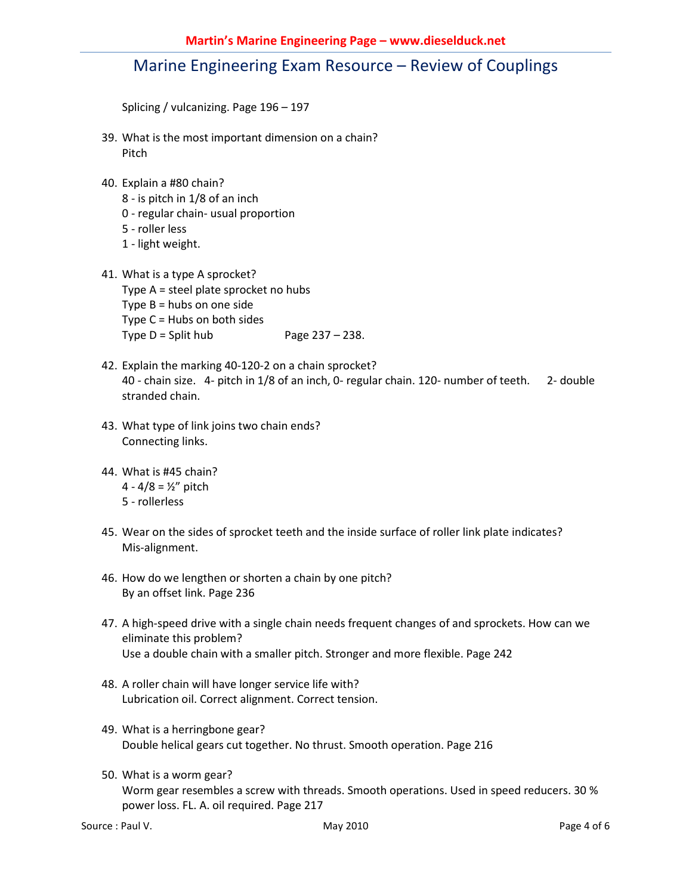Splicing / vulcanizing. Page 196 – 197

39. What is the most important dimension on a chain?
    Pitch

40. Explain a #80 chain?
    8 - is pitch in 1/8 of an inch
    0 - regular chain- usual proportion
    5 - roller less
    1 - light weight.

41. What is a type A sprocket?
    Type A = steel plate sprocket no hubs
    Type B = hubs on one side
    Type C = Hubs on both sides
    Type D = Split hub Page 237 – 238.

42. Explain the marking 40-120-2 on a chain sprocket?
    40 - chain size. 4- pitch in 1/8 of an inch, 0- regular chain. 120- number of teeth. 2- double stranded chain.

43. What type of link joins two chain ends?
    Connecting links.

44. What is #45 chain?
    4 - 4/8 = ½" pitch
    5 - rollerless

45. Wear on the sides of sprocket teeth and the inside surface of roller link plate indicates?
    Mis-alignment.

46. How do we lengthen or shorten a chain by one pitch?
    By an offset link. Page 236

47. A high-speed drive with a single chain needs frequent changes of and sprockets. How can we eliminate this problem?
    Use a double chain with a smaller pitch. Stronger and more flexible. Page 242

48. A roller chain will have longer service life with?
    Lubrication oil. Correct alignment. Correct tension.

49. What is a herringbone gear?
    Double helical gears cut together. No thrust. Smooth operation. Page 216

50. What is a worm gear?
    Worm gear resembles a screw with threads. Smooth operations. Used in speed reducers. 30 % power loss. FL. A. oil required. Page 217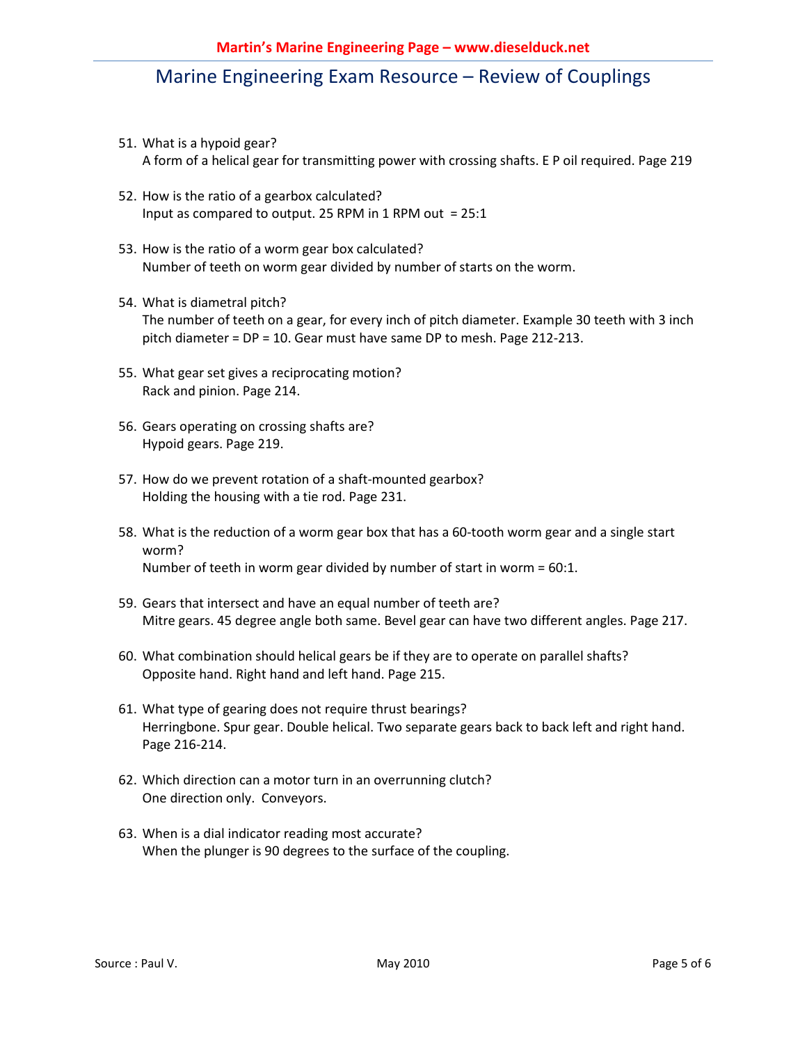# Marine Engineering Exam Resource – Review of Couplings

51. What is a hypoid gear?
    A form of a helical gear for transmitting power with crossing shafts. E P oil required. Page 219

52. How is the ratio of a gearbox calculated?
    Input as compared to output. 25 RPM in 1 RPM out = 25:1

53. How is the ratio of a worm gear box calculated?
    Number of teeth on worm gear divided by number of starts on the worm.

54. What is diametral pitch?
    The number of teeth on a gear, for every inch of pitch diameter. Example 30 teeth with 3 inch pitch diameter = DP = 10. Gear must have same DP to mesh. Page 212-213.

55. What gear set gives a reciprocating motion?
    Rack and pinion. Page 214.

56. Gears operating on crossing shafts are?
    Hypoid gears. Page 219.

57. How do we prevent rotation of a shaft-mounted gearbox?
    Holding the housing with a tie rod. Page 231.

58. What is the reduction of a worm gear box that has a 60-tooth worm gear and a single start worm?
    Number of teeth in worm gear divided by number of start in worm = 60:1.

59. Gears that intersect and have an equal number of teeth are?
    Mitre gears. 45 degree angle both same. Bevel gear can have two different angles. Page 217.

60. What combination should helical gears be if they are to operate on parallel shafts?
    Opposite hand. Right hand and left hand. Page 215.

61. What type of gearing does not require thrust bearings?
    Herringbone. Spur gear. Double helical. Two separate gears back to back left and right hand. Page 216-214.

62. Which direction can a motor turn in an overrunning clutch?
    One direction only. Conveyors.

63. When is a dial indicator reading most accurate?
    When the plunger is 90 degrees to the surface of the coupling.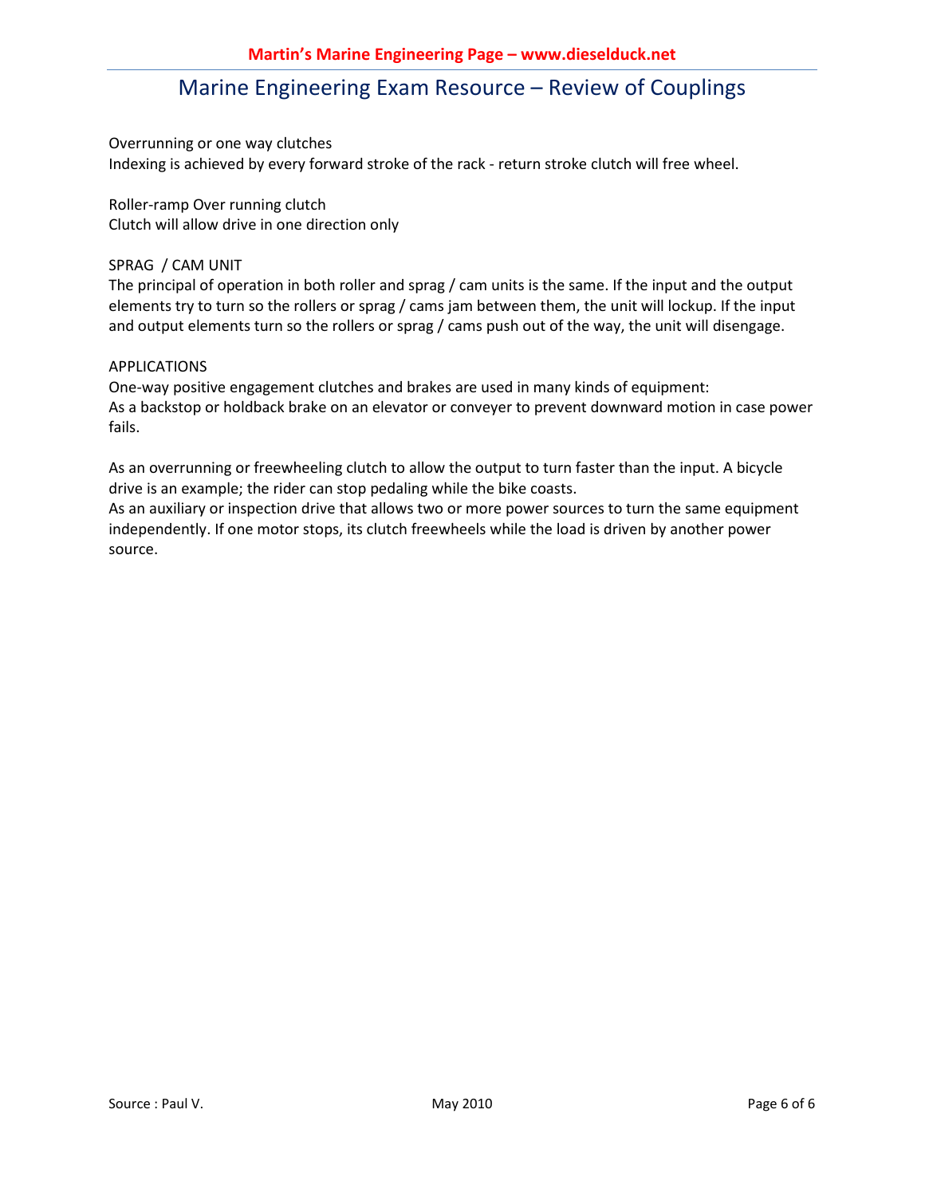Overrunning or one way clutches

Indexing is achieved by every forward stroke of the rack - return stroke clutch will free wheel.

Roller-ramp Over running clutch

Clutch will allow drive in one direction only

SPRAG / CAM UNIT

The principal of operation in both roller and sprag / cam units is the same. If the input and the output elements try to turn so the rollers or sprag / cams jam between them, the unit will lockup. If the input and output elements turn so the rollers or sprag / cams push out of the way, the unit will disengage.

APPLICATIONS

One-way positive engagement clutches and brakes are used in many kinds of equipment:

As a backstop or holdback brake on an elevator or conveyer to prevent downward motion in case power fails.

As an overrunning or freewheeling clutch to allow the output to turn faster than the input. A bicycle drive is an example; the rider can stop pedaling while the bike coasts.

As an auxiliary or inspection drive that allows two or more power sources to turn the same equipment independently. If one motor stops, its clutch freewheels while the load is driven by another power source.